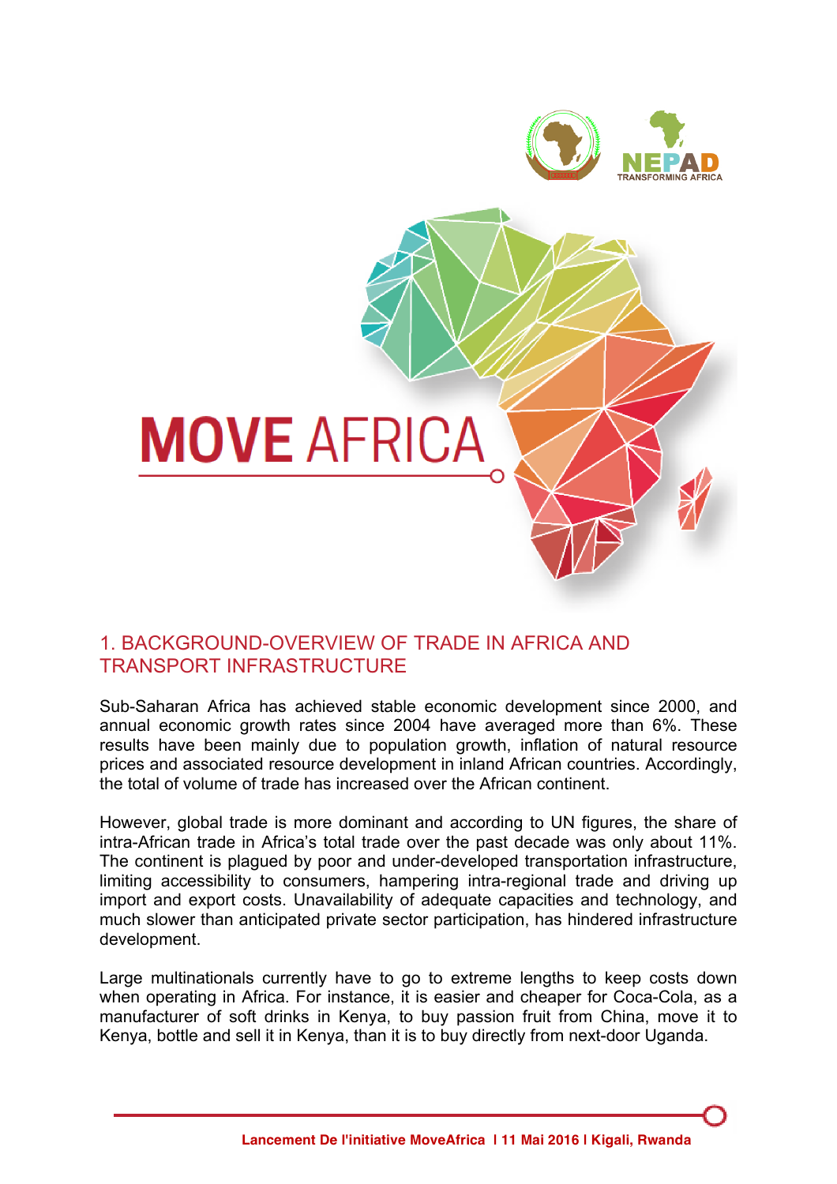# MOVE AFRICA

## 1. BACKGROUND-OVERVIEW OF TRADE IN AFRICA AND TRANSPORT INFRASTRUCTURE

Sub-Saharan Africa has achieved stable economic development since 2000, and annual economic growth rates since 2004 have averaged more than 6%. These results have been mainly due to population growth, inflation of natural resource prices and associated resource development in inland African countries. Accordingly, the total of volume of trade has increased over the African continent.

However, global trade is more dominant and according to UN figures, the share of intra-African trade in Africa's total trade over the past decade was only about 11%. The continent is plagued by poor and under-developed transportation infrastructure, limiting accessibility to consumers, hampering intra-regional trade and driving up import and export costs. Unavailability of adequate capacities and technology, and much slower than anticipated private sector participation, has hindered infrastructure development.

Large multinationals currently have to go to extreme lengths to keep costs down when operating in Africa. For instance, it is easier and cheaper for Coca-Cola, as a manufacturer of soft drinks in Kenya, to buy passion fruit from China, move it to Kenya, bottle and sell it in Kenya, than it is to buy directly from next-door Uganda.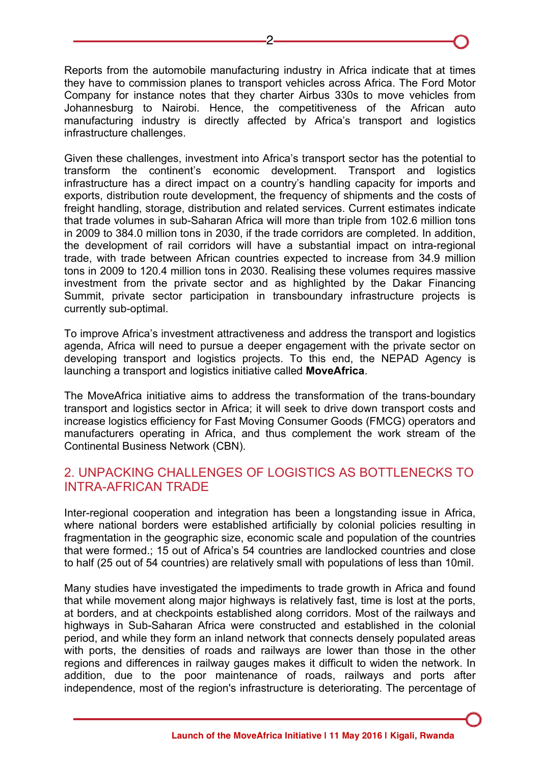Reports from the automobile manufacturing industry in Africa indicate that at times they have to commission planes to transport vehicles across Africa. The Ford Motor Company for instance notes that they charter Airbus 330s to move vehicles from Johannesburg to Nairobi. Hence, the competitiveness of the African auto manufacturing industry is directly affected by Africa's transport and logistics infrastructure challenges.

Given these challenges, investment into Africa's transport sector has the potential to transform the continent's economic development. Transport and logistics infrastructure has a direct impact on a country's handling capacity for imports and exports, distribution route development, the frequency of shipments and the costs of freight handling, storage, distribution and related services. Current estimates indicate that trade volumes in sub-Saharan Africa will more than triple from 102.6 million tons in 2009 to 384.0 million tons in 2030, if the trade corridors are completed. In addition, the development of rail corridors will have a substantial impact on intra-regional trade, with trade between African countries expected to increase from 34.9 million tons in 2009 to 120.4 million tons in 2030. Realising these volumes requires massive investment from the private sector and as highlighted by the Dakar Financing Summit, private sector participation in transboundary infrastructure projects is currently sub-optimal.

To improve Africa's investment attractiveness and address the transport and logistics agenda, Africa will need to pursue a deeper engagement with the private sector on developing transport and logistics projects. To this end, the NEPAD Agency is launching a transport and logistics initiative called **MoveAfrica**.

The MoveAfrica initiative aims to address the transformation of the trans-boundary transport and logistics sector in Africa; it will seek to drive down transport costs and increase logistics efficiency for Fast Moving Consumer Goods (FMCG) operators and manufacturers operating in Africa, and thus complement the work stream of the Continental Business Network (CBN).

## 2. UNPACKING CHALLENGES OF LOGISTICS AS BOTTLENECKS TO INTRA-AFRICAN TRADE

Inter-regional cooperation and integration has been a longstanding issue in Africa, where national borders were established artificially by colonial policies resulting in fragmentation in the geographic size, economic scale and population of the countries that were formed.; 15 out of Africa's 54 countries are landlocked countries and close to half (25 out of 54 countries) are relatively small with populations of less than 10mil.

Many studies have investigated the impediments to trade growth in Africa and found that while movement along major highways is relatively fast, time is lost at the ports, at borders, and at checkpoints established along corridors. Most of the railways and highways in Sub-Saharan Africa were constructed and established in the colonial period, and while they form an inland network that connects densely populated areas with ports, the densities of roads and railways are lower than those in the other regions and differences in railway gauges makes it difficult to widen the network. In addition, due to the poor maintenance of roads, railways and ports after independence, most of the region's infrastructure is deteriorating. The percentage of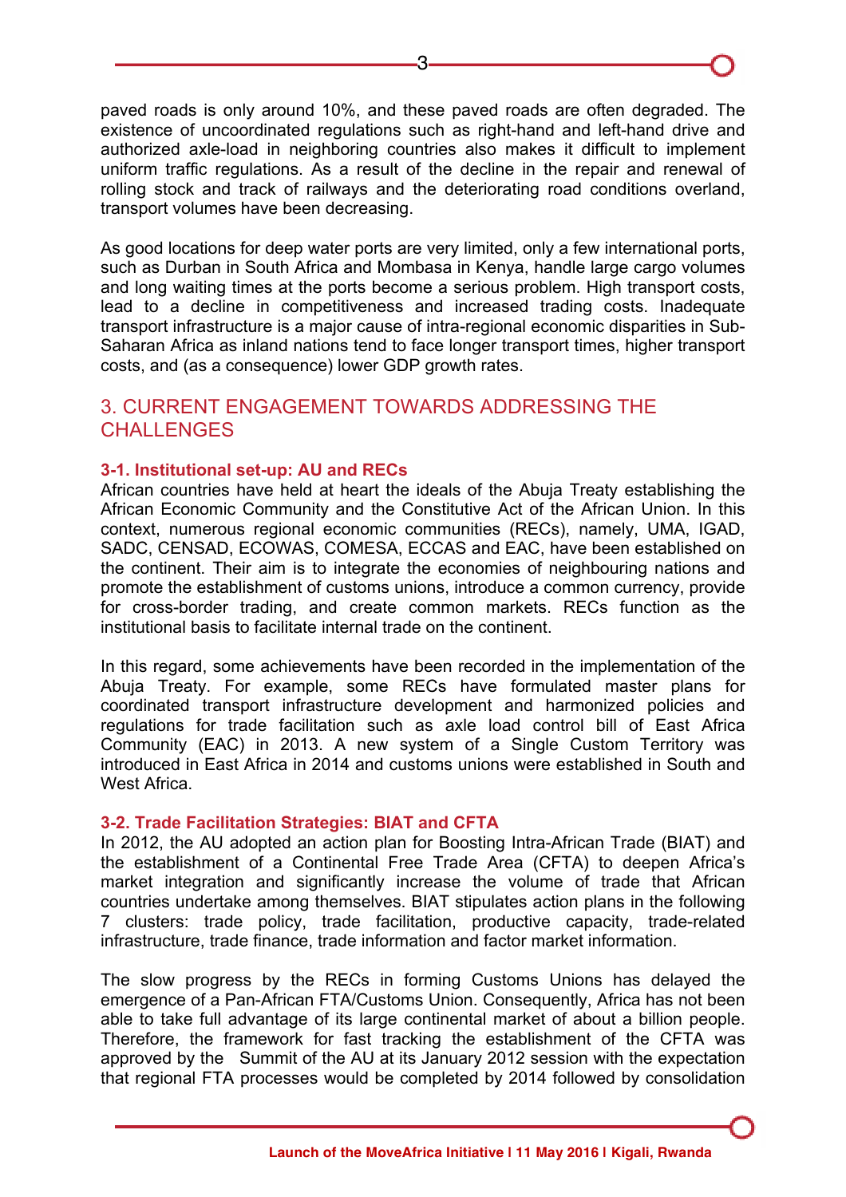paved roads is only around 10%, and these paved roads are often degraded. The existence of uncoordinated regulations such as right-hand and left-hand drive and authorized axle-load in neighboring countries also makes it difficult to implement uniform traffic regulations. As a result of the decline in the repair and renewal of rolling stock and track of railways and the deteriorating road conditions overland, transport volumes have been decreasing.

As good locations for deep water ports are very limited, only a few international ports, such as Durban in South Africa and Mombasa in Kenya, handle large cargo volumes and long waiting times at the ports become a serious problem. High transport costs, lead to a decline in competitiveness and increased trading costs. Inadequate transport infrastructure is a major cause of intra-regional economic disparities in Sub-Saharan Africa as inland nations tend to face longer transport times, higher transport costs, and (as a consequence) lower GDP growth rates.

## 3. CURRENT ENGAGEMENT TOWARDS ADDRESSING THE CHALLENGES

### 3-1. Institutional set-up: AU and RECs

African countries have held at heart the ideals of the Abuja Treaty establishing the African Economic Community and the Constitutive Act of the African Union. In this context, numerous regional economic communities (RECs), namely, UMA, IGAD, SADC, CENSAD, ECOWAS, COMESA, ECCAS and EAC, have been established on the continent. Their aim is to integrate the economies of neighbouring nations and promote the establishment of customs unions, introduce a common currency, provide for cross-border trading, and create common markets. RECs function as the institutional basis to facilitate internal trade on the continent.

In this regard, some achievements have been recorded in the implementation of the Abuja Treaty. For example, some RECs have formulated master plans for coordinated transport infrastructure development and harmonized policies and regulations for trade facilitation such as axle load control bill of East Africa Community (EAC) in 2013. A new system of a Single Custom Territory was introduced in East Africa in 2014 and customs unions were established in South and West Africa.

### 3-2. Trade Facilitation Strategies: BIAT and CFTA

In 2012, the AU adopted an action plan for Boosting Intra-African Trade (BIAT) and the establishment of a Continental Free Trade Area (CFTA) to deepen Africa's market integration and significantly increase the volume of trade that African countries undertake among themselves. BIAT stipulates action plans in the following 7 clusters: trade policy, trade facilitation, productive capacity, trade-related infrastructure, trade finance, trade information and factor market information.

The slow progress by the RECs in forming Customs Unions has delayed the emergence of a Pan-African FTA/Customs Union. Consequently, Africa has not been able to take full advantage of its large continental market of about a billion people. Therefore, the framework for fast tracking the establishment of the CFTA was approved by the Summit of the AU at its January 2012 session with the expectation that regional FTA processes would be completed by 2014 followed by consolidation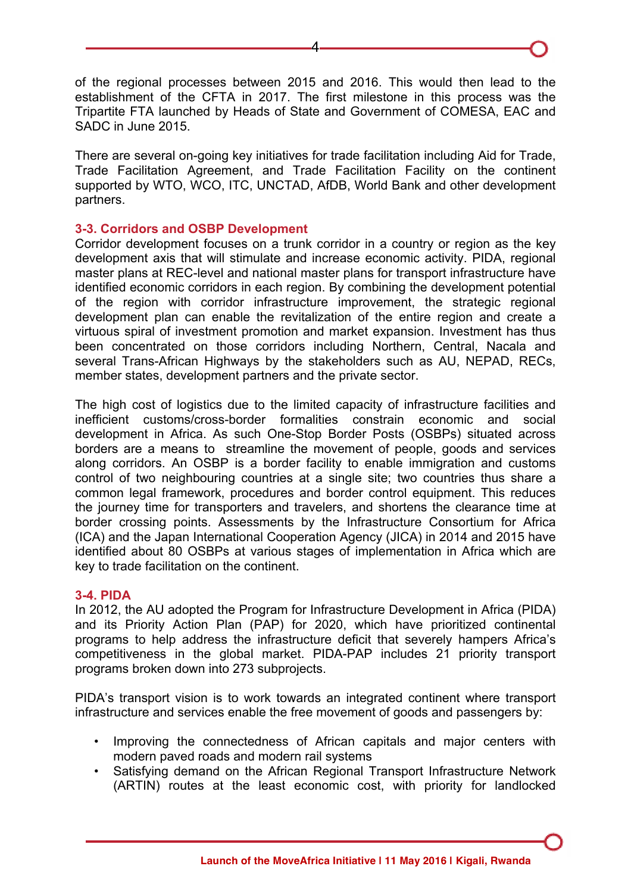of the regional processes between 2015 and 2016. This would then lead to the establishment of the CFTA in 2017. The first milestone in this process was the Tripartite FTA launched by Heads of State and Government of COMESA, EAC and SADC in June 2015.

There are several on-going key initiatives for trade facilitation including Aid for Trade, Trade Facilitation Agreement, and Trade Facilitation Facility on the continent supported by WTO, WCO, ITC, UNCTAD, AfDB, World Bank and other development partners.

### 3-3. Corridors and OSBP Development

Corridor development focuses on a trunk corridor in a country or region as the key development axis that will stimulate and increase economic activity. PIDA, regional master plans at REC-level and national master plans for transport infrastructure have identified economic corridors in each region. By combining the development potential of the region with corridor infrastructure improvement, the strategic regional development plan can enable the revitalization of the entire region and create a virtuous spiral of investment promotion and market expansion. Investment has thus been concentrated on those corridors including Northern, Central, Nacala and several Trans-African Highways by the stakeholders such as AU, NEPAD, RECs, member states, development partners and the private sector.

The high cost of logistics due to the limited capacity of infrastructure facilities and inefficient customs/cross-border formalities constrain economic and social development in Africa. As such One-Stop Border Posts (OSBPs) situated across borders are a means to streamline the movement of people, goods and services along corridors. An OSBP is a border facility to enable immigration and customs control of two neighbouring countries at a single site; two countries thus share a common legal framework, procedures and border control equipment. This reduces the journey time for transporters and travelers, and shortens the clearance time at border crossing points. Assessments by the Infrastructure Consortium for Africa (ICA) and the Japan International Cooperation Agency (JICA) in 2014 and 2015 have identified about 80 OSBPs at various stages of implementation in Africa which are key to trade facilitation on the continent.

### 3-4. PIDA

In 2012, the AU adopted the Program for Infrastructure Development in Africa (PIDA) and its Priority Action Plan (PAP) for 2020, which have prioritized continental programs to help address the infrastructure deficit that severely hampers Africa's competitiveness in the global market. PIDA-PAP includes 21 priority transport programs broken down into 273 subprojects.

PIDA's transport vision is to work towards an integrated continent where transport infrastructure and services enable the free movement of goods and passengers by:

- Improving the connectedness of African capitals and major centers with modern paved roads and modern rail systems
- Satisfying demand on the African Regional Transport Infrastructure Network (ARTIN) routes at the least economic cost, with priority for landlocked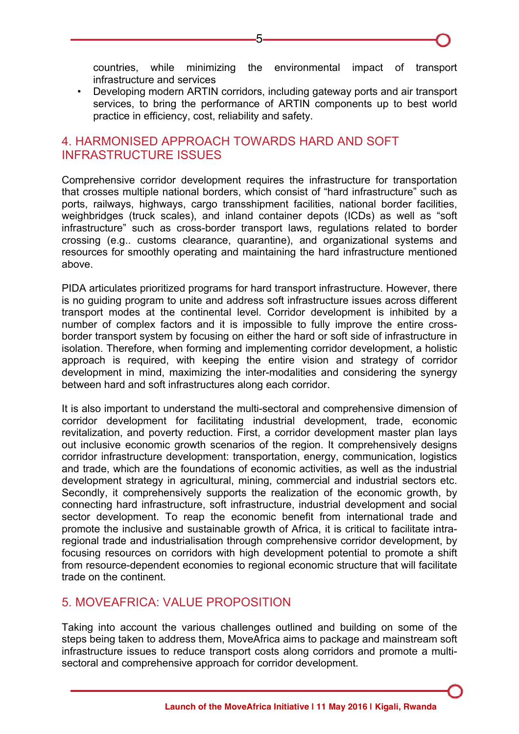countries, while minimizing the environmental impact of transport infrastructure and services

- Developing modern ARTIN corridors, including gateway ports and air transport services, to bring the performance of ARTIN components up to best world practice in efficiency, cost, reliability and safety.

## 4. HARMONISED APPROACH TOWARDS HARD AND SOFT INFRASTRUCTURE ISSUES

Comprehensive corridor development requires the infrastructure for transportation that crosses multiple national borders, which consist of "hard infrastructure" such as ports, railways, highways, cargo transshipment facilities, national border facilities, weighbridges (truck scales), and inland container depots (ICDs) as well as "soft infrastructure" such as cross-border transport laws, regulations related to border crossing (e.g.. customs clearance, quarantine), and organizational systems and resources for smoothly operating and maintaining the hard infrastructure mentioned above.

PIDA articulates prioritized programs for hard transport infrastructure. However, there is no guiding program to unite and address soft infrastructure issues across different transport modes at the continental level. Corridor development is inhibited by a number of complex factors and it is impossible to fully improve the entire cross-border transport system by focusing on either the hard or soft side of infrastructure in isolation. Therefore, when forming and implementing corridor development, a holistic approach is required, with keeping the entire vision and strategy of corridor development in mind, maximizing the inter-modalities and considering the synergy between hard and soft infrastructures along each corridor.

It is also important to understand the multi-sectoral and comprehensive dimension of corridor development for facilitating industrial development, trade, economic revitalization, and poverty reduction. First, a corridor development master plan lays out inclusive economic growth scenarios of the region. It comprehensively designs corridor infrastructure development: transportation, energy, communication, logistics and trade, which are the foundations of economic activities, as well as the industrial development strategy in agricultural, mining, commercial and industrial sectors etc. Secondly, it comprehensively supports the realization of the economic growth, by connecting hard infrastructure, soft infrastructure, industrial development and social sector development. To reap the economic benefit from international trade and promote the inclusive and sustainable growth of Africa, it is critical to facilitate intra-regional trade and industrialisation through comprehensive corridor development, by focusing resources on corridors with high development potential to promote a shift from resource-dependent economies to regional economic structure that will facilitate trade on the continent.

## 5. MOVEAFRICA: VALUE PROPOSITION

Taking into account the various challenges outlined and building on some of the steps being taken to address them, MoveAfrica aims to package and mainstream soft infrastructure issues to reduce transport costs along corridors and promote a multi-sectoral and comprehensive approach for corridor development.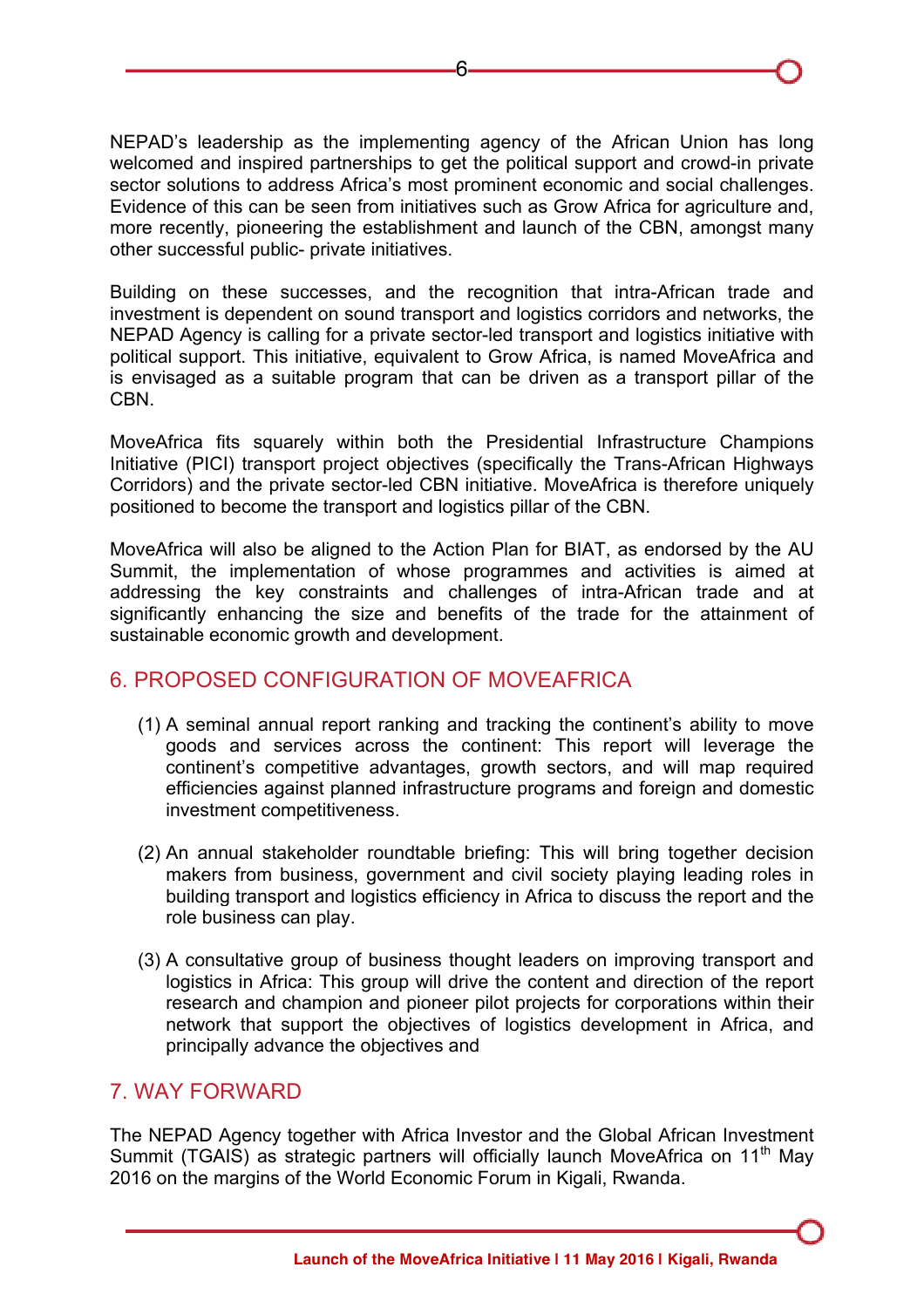NEPAD's leadership as the implementing agency of the African Union has long welcomed and inspired partnerships to get the political support and crowd-in private sector solutions to address Africa's most prominent economic and social challenges. Evidence of this can be seen from initiatives such as Grow Africa for agriculture and, more recently, pioneering the establishment and launch of the CBN, amongst many other successful public- private initiatives.

Building on these successes, and the recognition that intra-African trade and investment is dependent on sound transport and logistics corridors and networks, the NEPAD Agency is calling for a private sector-led transport and logistics initiative with political support. This initiative, equivalent to Grow Africa, is named MoveAfrica and is envisaged as a suitable program that can be driven as a transport pillar of the CBN.

MoveAfrica fits squarely within both the Presidential Infrastructure Champions Initiative (PICI) transport project objectives (specifically the Trans-African Highways Corridors) and the private sector-led CBN initiative. MoveAfrica is therefore uniquely positioned to become the transport and logistics pillar of the CBN.

MoveAfrica will also be aligned to the Action Plan for BIAT, as endorsed by the AU Summit, the implementation of whose programmes and activities is aimed at addressing the key constraints and challenges of intra-African trade and at significantly enhancing the size and benefits of the trade for the attainment of sustainable economic growth and development.

## 6. PROPOSED CONFIGURATION OF MOVEAFRICA

(1) A seminal annual report ranking and tracking the continent's ability to move goods and services across the continent: This report will leverage the continent's competitive advantages, growth sectors, and will map required efficiencies against planned infrastructure programs and foreign and domestic investment competitiveness.

(2) An annual stakeholder roundtable briefing: This will bring together decision makers from business, government and civil society playing leading roles in building transport and logistics efficiency in Africa to discuss the report and the role business can play.

(3) A consultative group of business thought leaders on improving transport and logistics in Africa: This group will drive the content and direction of the report research and champion and pioneer pilot projects for corporations within their network that support the objectives of logistics development in Africa, and principally advance the objectives and

## 7. WAY FORWARD

The NEPAD Agency together with Africa Investor and the Global African Investment Summit (TGAIS) as strategic partners will officially launch MoveAfrica on 11th May 2016 on the margins of the World Economic Forum in Kigali, Rwanda.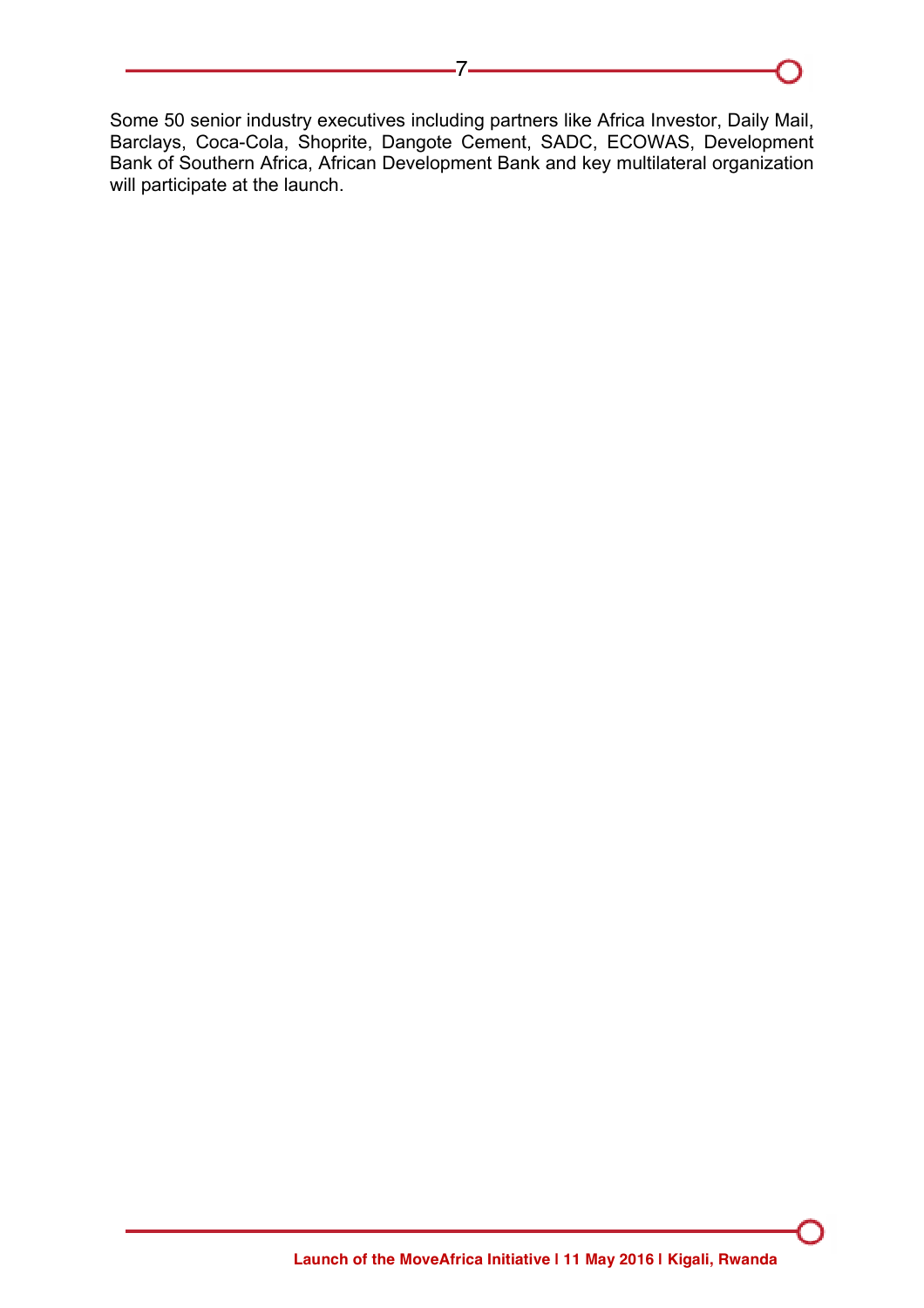Some 50 senior industry executives including partners like Africa Investor, Daily Mail, Barclays, Coca-Cola, Shoprite, Dangote Cement, SADC, ECOWAS, Development Bank of Southern Africa, African Development Bank and key multilateral organization will participate at the launch.